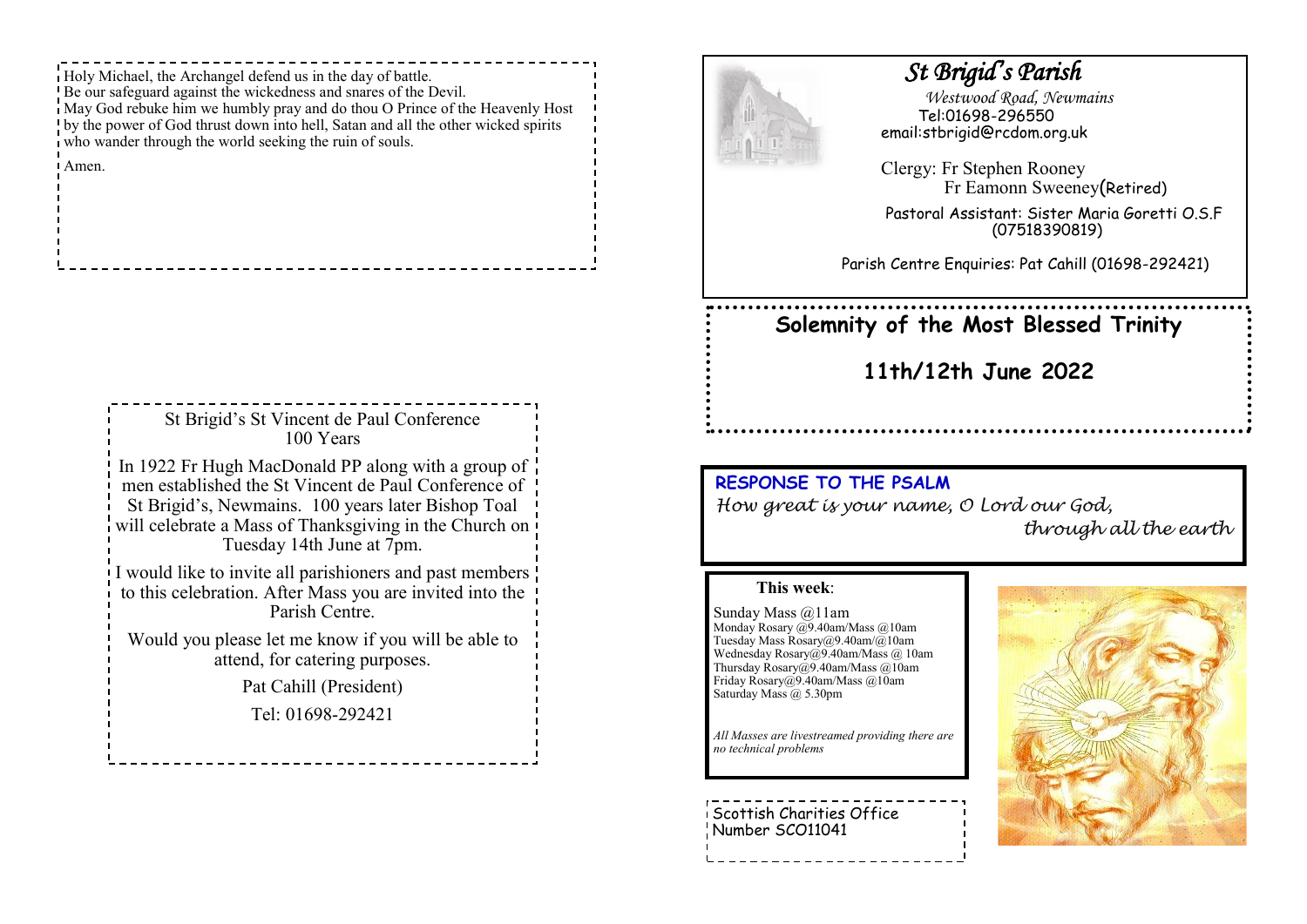Holy Michael, the Archangel defend us in the day of battle.
Be our safeguard against the wickedness and snares of the Devil.
May God rebuke him we humbly pray and do thou O Prince of the Heavenly Host by the power of God thrust down into hell, Satan and all the other wicked spirits who wander through the world seeking the ruin of souls.

Amen.

St Brigid's St Vincent de Paul Conference
100 Years

In 1922 Fr Hugh MacDonald PP along with a group of men established the St Vincent de Paul Conference of St Brigid's, Newmains. 100 years later Bishop Toal will celebrate a Mass of Thanksgiving in the Church on Tuesday 14th June at 7pm.

I would like to invite all parishioners and past members to this celebration. After Mass you are invited into the Parish Centre.

Would you please let me know if you will be able to attend, for catering purposes.

Pat Cahill (President)

Tel: 01698-292421

# *St Brigid's Parish*

*Westwood Road, Newmains*
Tel:01698-296550
email:stbrigid@rcdom.org.uk

Clergy: Fr Stephen Rooney
Fr Eamonn Sweeney(Retired)

Pastoral Assistant: Sister Maria Goretti O.S.F
(07518390819)

Parish Centre Enquiries: Pat Cahill (01698-292421)

## Solemnity of the Most Blessed Trinity

## 11th/12th June 2022

**RESPONSE TO THE PSALM**

*How great is your name, O Lord our God,*
*through all the earth*

**This week**:

Sunday Mass @11am
Monday Rosary @9.40am/Mass @10am
Tuesday Mass Rosary@9.40am/@10am
Wednesday Rosary@9.40am/Mass @ 10am
Thursday Rosary@9.40am/Mass @10am
Friday Rosary@9.40am/Mass @10am
Saturday Mass @ 5.30pm

*All Masses are livestreamed providing there are no technical problems*

Scottish Charities Office
Number SCO11041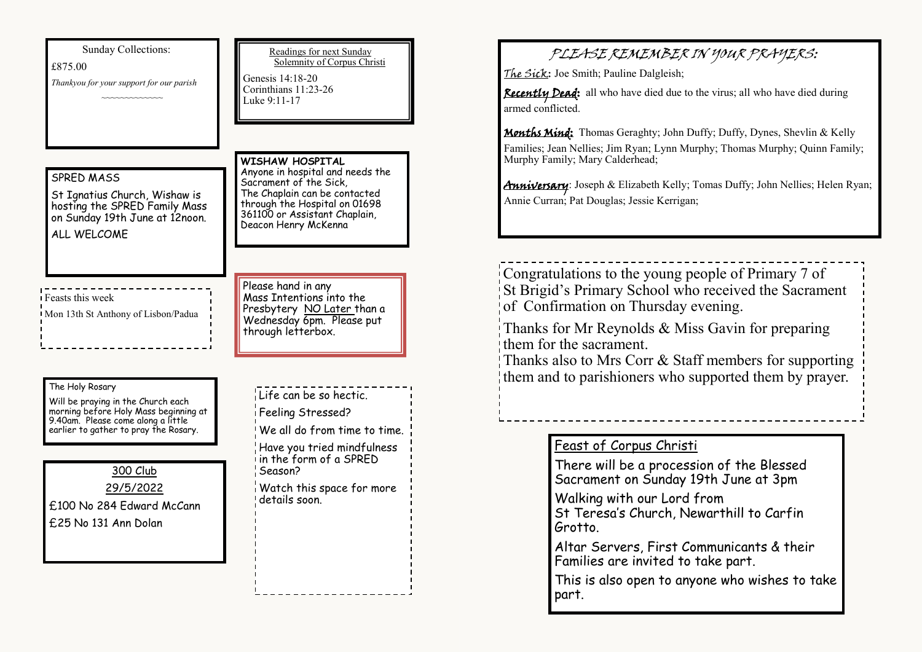Sunday Collections:

£875.00

*Thankyou for your support for our parish*

~~~~~~~~~~~~~~

Readings for next Sunday
Solemnity of Corpus Christi

Genesis 14:18-20
Corinthians 11:23-26
Luke 9:11-17

SPRED MASS

St Ignatius Church, Wishaw is hosting the SPRED Family Mass on Sunday 19th June at 12noon.

ALL WELCOME

**WISHAW HOSPITAL**

Anyone in hospital and needs the Sacrament of the Sick,
The Chaplain can be contacted through the Hospital on 01698 361100 or Assistant Chaplain, Deacon Henry McKenna

Feasts this week

Mon 13th St Anthony of Lisbon/Padua

Please hand in any Mass Intentions into the Presbytery NO Later than a Wednesday 6pm. Please put through letterbox.

The Holy Rosary

Will be praying in the Church each morning before Holy Mass beginning at 9.40am. Please come along a little earlier to gather to pray the Rosary.

Life can be so hectic.

Feeling Stressed?

We all do from time to time.

Have you tried mindfulness in the form of a SPRED Season?

Watch this space for more details soon.

300 Club

29/5/2022

£100 No 284 Edward McCann

£25 No 131 Ann Dolan

## PLEASE REMEMBER IN YOUR PRAYERS:

*The Sick*: Joe Smith; Pauline Dalgleish;

***Recently Dead:*** all who have died due to the virus; all who have died during armed conflicted.

***Months Mind:*** Thomas Geraghty; John Duffy; Duffy, Dynes, Shevlin & Kelly Families; Jean Nellies; Jim Ryan; Lynn Murphy; Thomas Murphy; Quinn Family; Murphy Family; Mary Calderhead;

***Anniversary***: Joseph & Elizabeth Kelly; Tomas Duffy; John Nellies; Helen Ryan; Annie Curran; Pat Douglas; Jessie Kerrigan;

Congratulations to the young people of Primary 7 of St Brigid's Primary School who received the Sacrament of Confirmation on Thursday evening.

Thanks for Mr Reynolds & Miss Gavin for preparing them for the sacrament.
Thanks also to Mrs Corr & Staff members for supporting them and to parishioners who supported them by prayer.

Feast of Corpus Christi

There will be a procession of the Blessed Sacrament on Sunday 19th June at 3pm

Walking with our Lord from
St Teresa's Church, Newarthill to Carfin Grotto.

Altar Servers, First Communicants & their Families are invited to take part.

This is also open to anyone who wishes to take part.